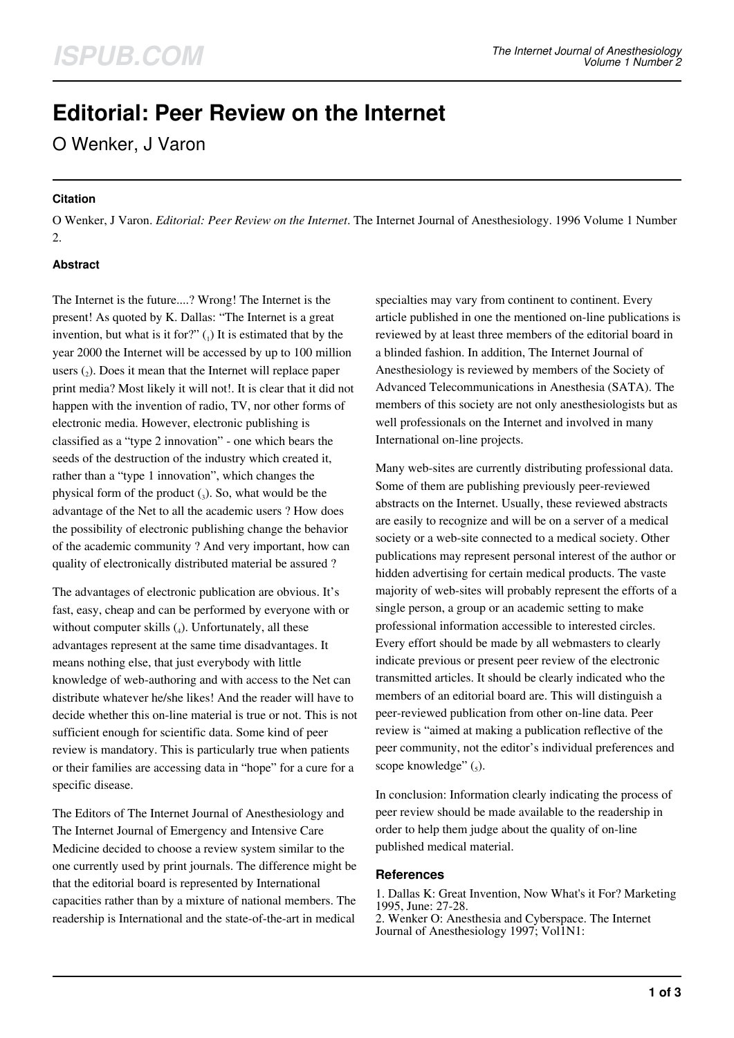# Editorial: Peer Review on the Internet

O Wenker, J Varon

### Citation

O Wenker, J Varon. *Editorial: Peer Review on the Internet*. The Internet Journal of Anesthesiology. 1996 Volume 1 Number 2.

### Abstract

The Internet is the future....? Wrong! The Internet is the present! As quoted by K. Dallas: “The Internet is a great invention, but what is it for?” (1) It is estimated that by the year 2000 the Internet will be accessed by up to 100 million users (2). Does it mean that the Internet will replace paper print media? Most likely it will not!. It is clear that it did not happen with the invention of radio, TV, nor other forms of electronic media. However, electronic publishing is classified as a “type 2 innovation” - one which bears the seeds of the destruction of the industry which created it, rather than a “type 1 innovation”, which changes the physical form of the product (3). So, what would be the advantage of the Net to all the academic users ? How does the possibility of electronic publishing change the behavior of the academic community ? And very important, how can quality of electronically distributed material be assured ?

The advantages of electronic publication are obvious. It’s fast, easy, cheap and can be performed by everyone with or without computer skills (4). Unfortunately, all these advantages represent at the same time disadvantages. It means nothing else, that just everybody with little knowledge of web-authoring and with access to the Net can distribute whatever he/she likes! And the reader will have to decide whether this on-line material is true or not. This is not sufficient enough for scientific data. Some kind of peer review is mandatory. This is particularly true when patients or their families are accessing data in “hope” for a cure for a specific disease.

The Editors of The Internet Journal of Anesthesiology and The Internet Journal of Emergency and Intensive Care Medicine decided to choose a review system similar to the one currently used by print journals. The difference might be that the editorial board is represented by International capacities rather than by a mixture of national members. The readership is International and the state-of-the-art in medical specialties may vary from continent to continent. Every article published in one the mentioned on-line publications is reviewed by at least three members of the editorial board in a blinded fashion. In addition, The Internet Journal of Anesthesiology is reviewed by members of the Society of Advanced Telecommunications in Anesthesia (SATA). The members of this society are not only anesthesiologists but as well professionals on the Internet and involved in many International on-line projects.

Many web-sites are currently distributing professional data. Some of them are publishing previously peer-reviewed abstracts on the Internet. Usually, these reviewed abstracts are easily to recognize and will be on a server of a medical society or a web-site connected to a medical society. Other publications may represent personal interest of the author or hidden advertising for certain medical products. The vaste majority of web-sites will probably represent the efforts of a single person, a group or an academic setting to make professional information accessible to interested circles. Every effort should be made by all webmasters to clearly indicate previous or present peer review of the electronic transmitted articles. It should be clearly indicated who the members of an editorial board are. This will distinguish a peer-reviewed publication from other on-line data. Peer review is “aimed at making a publication reflective of the peer community, not the editor’s individual preferences and scope knowledge” (5).

In conclusion: Information clearly indicating the process of peer review should be made available to the readership in order to help them judge about the quality of on-line published medical material.

### References

1. Dallas K: Great Invention, Now What's it For? Marketing 1995, June: 27-28.
2. Wenker O: Anesthesia and Cyberspace. The Internet Journal of Anesthesiology 1997; Vol1N1: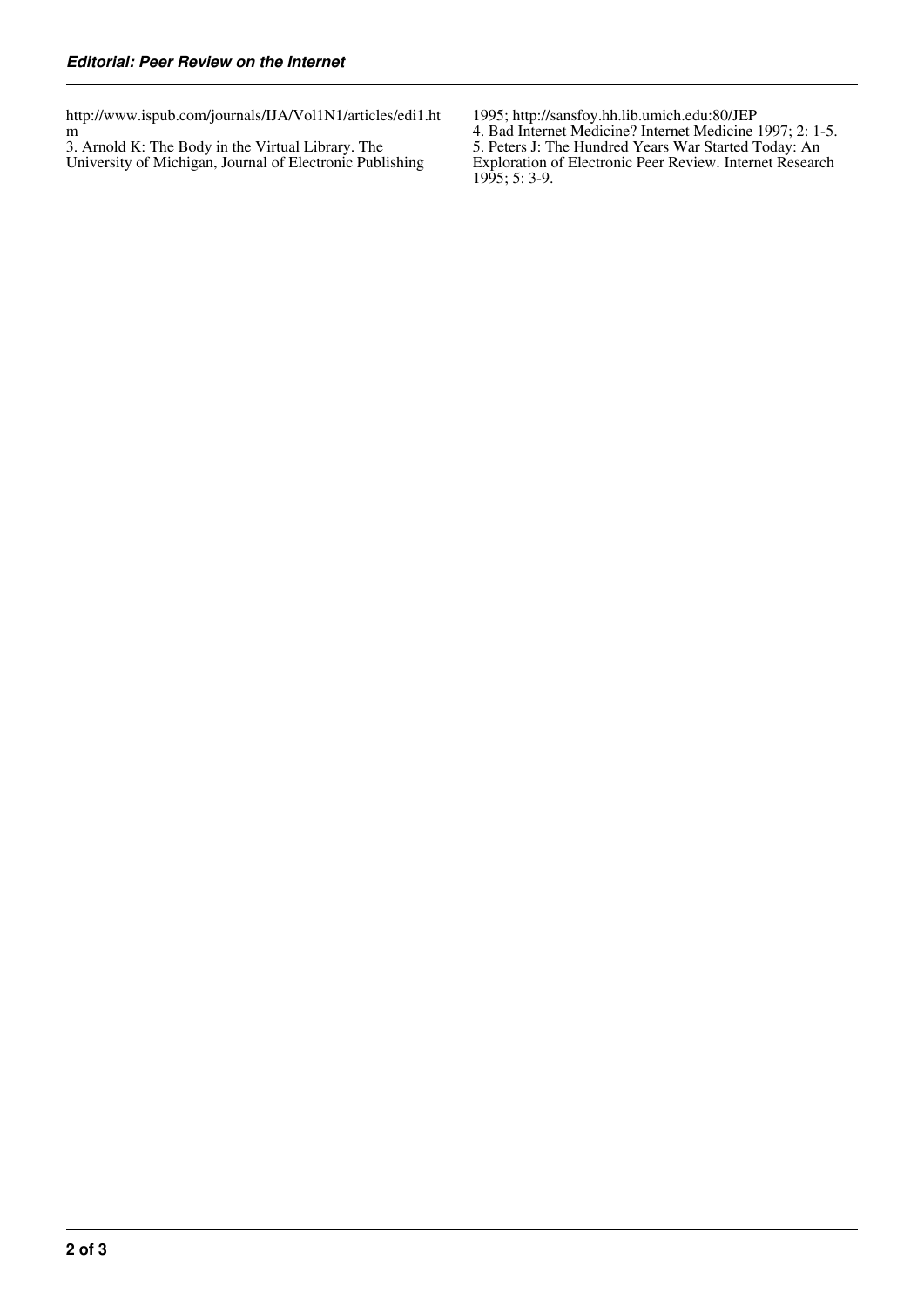http://www.ispub.com/journals/IJA/Vol1N1/articles/edi1.htm

3. Arnold K: The Body in the Virtual Library. The University of Michigan, Journal of Electronic Publishing 1995; http://sansfoy.hh.lib.umich.edu:80/JEP

4. Bad Internet Medicine? Internet Medicine 1997; 2: 1-5.

5. Peters J: The Hundred Years War Started Today: An Exploration of Electronic Peer Review. Internet Research 1995; 5: 3-9.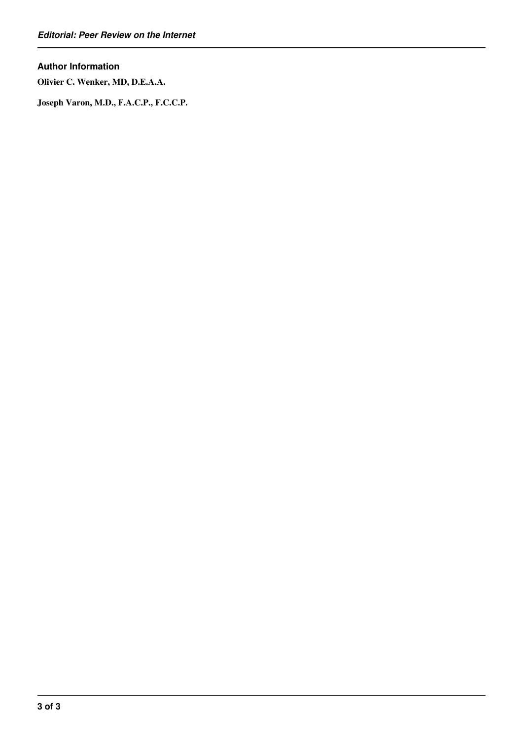## Author Information

**Olivier C. Wenker, MD, D.E.A.A.**

**Joseph Varon, M.D., F.A.C.P., F.C.C.P.**